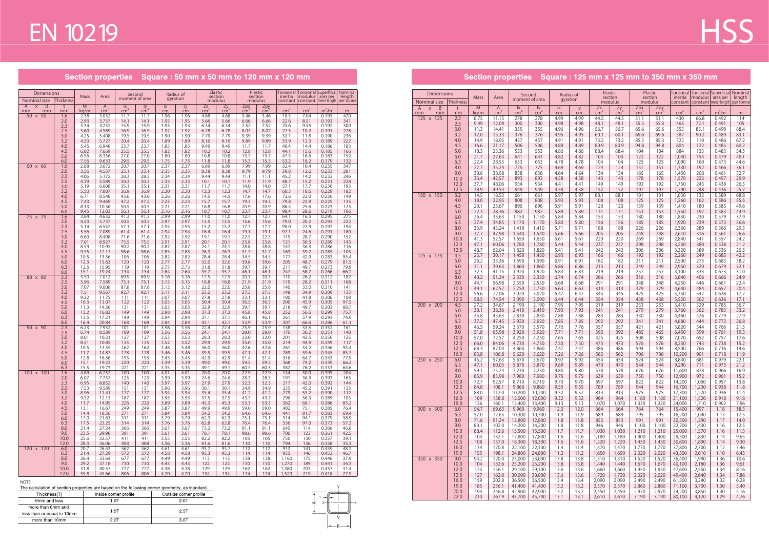# EN 10219

# HSS

## Section properties Square : 50 mm x 50 mm to 120 mm x 120 mm

| Dimensions | | Mass | Area | Second moment of area | | Radius of gyration | | Elastic section modulus | | Plastic section modulus | | Torsional inertia constant | Torsional modulus constant | Superficial area per meter length | Nominal length per tonne |
|---|---|---|---|---|---|---|---|---|---|---|---|---|---|---|---|
| Nominal size A x B | Thickness t | M | A | Ix | Iy | ix | iy | Zx | Zy | Zpx | Zpy | | | | |
| mm mm | mm | kg/m | cm² | cm⁴ | cm⁴ | cm | cm | cm³ | cm³ | cm³ | cm³ | cm⁴ | cm³ | m²/m | m |
| 50 x 50 | 1.6 | 2.38 | 3.032 | 11.7 | 11.7 | 1.96 | 1.96 | 4.68 | 4.68 | 5.46 | 5.46 | 18.5 | 7.04 | 0.195 | 420 |
| | 2.0 | 2.93 | 3.737 | 14.1 | 14.1 | 1.95 | 1.95 | 5.66 | 5.66 | 6.66 | 6.66 | 22.6 | 8.51 | 0.193 | 341 |
| | 2.3 | 3.34 | 4.252 | 15.9 | 15.9 | 1.93 | 1.93 | 6.34 | 6.34 | 7.52 | 7.52 | 25.6 | 9.55 | 0.192 | 300 |
| | 2.5 | 3.60 | 4.589 | 16.9 | 16.9 | 1.92 | 1.92 | 6.78 | 6.78 | 8.07 | 8.07 | 27.5 | 10.2 | 0.191 | 278 |
| | 3.0 | 4.25 | 5.408 | 19.5 | 19.5 | 1.90 | 1.90 | 7.79 | 7.79 | 9.39 | 9.39 | 32.1 | 11.8 | 0.190 | 236 |
| | 3.2 | 4.50 | 5.727 | 20.4 | 20.4 | 1.89 | 1.89 | 8.16 | 8.16 | 9.89 | 9.89 | 33.9 | 12.3 | 0.189 | 222 |
| | 4.0 | 5.45 | 6.948 | 23.7 | 23.7 | 1.85 | 1.85 | 9.49 | 9.49 | 11.7 | 11.7 | 40.4 | 14.4 | 0.186 | 183 |
| | 4.5 | 6.02 | 7.669 | 25.5 | 25.5 | 1.82 | 1.82 | 10.2 | 10.2 | 12.8 | 12.8 | 44.1 | 15.6 | 0.185 | 166 |
| | 5.0 | 6.56 | 8.356 | 27.0 | 27.0 | 1.80 | 1.80 | 10.8 | 10.8 | 13.7 | 13.7 | 47.5 | 16.6 | 0.183 | 152 |
| | 6.0 | 7.56 | 9.633 | 29.5 | 29.5 | 1.75 | 1.75 | 11.8 | 11.8 | 15.3 | 15.3 | 53.2 | 18.2 | 0.179 | 132 |
| 60 x 60 | 1.6 | 2.88 | 3.672 | 20.7 | 20.7 | 2.37 | 2.37 | 6.89 | 6.89 | 7.99 | 7.99 | 32.4 | 10.4 | 0.235 | 347 |
| | 2.0 | 3.56 | 4.537 | 25.1 | 25.1 | 2.35 | 2.35 | 8.38 | 8.38 | 9.79 | 9.79 | 39.8 | 12.6 | 0.233 | 281 |
| | 2.3 | 4.06 | 5.172 | 28.3 | 28.3 | 2.34 | 2.34 | 9.44 | 9.44 | 11.1 | 11.1 | 45.2 | 14.2 | 0.232 | 246 |
| | 2.5 | 4.39 | 5.589 | 30.3 | 30.3 | 2.33 | 2.33 | 10.1 | 10.1 | 11.9 | 11.9 | 48.7 | 15.2 | 0.231 | 228 |
| | 3.0 | 5.19 | 6.608 | 35.1 | 35.1 | 2.31 | 2.31 | 11.7 | 11.7 | 14.0 | 14.0 | 57.1 | 17.7 | 0.230 | 193 |
| | 3.2 | 5.50 | 7.007 | 36.9 | 36.9 | 2.30 | 2.30 | 12.3 | 12.3 | 14.7 | 14.7 | 60.3 | 18.6 | 0.229 | 182 |
| | 4.0 | 6.71 | 8.548 | 43.6 | 43.6 | 2.26 | 2.26 | 14.5 | 14.5 | 17.6 | 17.6 | 72.6 | 22.0 | 0.226 | 149 |
| | 4.5 | 7.43 | 9.469 | 47.2 | 47.2 | 2.23 | 2.23 | 15.7 | 15.7 | 19.3 | 19.3 | 79.8 | 23.9 | 0.225 | 135 |
| | 5.0 | 8.13 | 10.36 | 50.5 | 50.5 | 2.21 | 2.21 | 16.8 | 16.8 | 20.9 | 20.9 | 86.4 | 25.6 | 0.223 | 123 |
| | 6.0 | 9.45 | 12.03 | 56.1 | 56.1 | 2.16 | 2.16 | 18.7 | 18.7 | 23.7 | 23.7 | 98.4 | 28.6 | 0.219 | 106 |
| 75 x 75 | 1.6 | 3.64 | 4.632 | 41.3 | 41.3 | 2.99 | 2.99 | 11.0 | 11.0 | 12.7 | 12.7 | 64.1 | 16.5 | 0.295 | 275 |
| | 2.0 | 4.50 | 5.737 | 50.5 | 50.5 | 2.97 | 2.97 | 13.5 | 13.5 | 15.6 | 15.6 | 79.0 | 20.2 | 0.293 | 222 |
| | 2.3 | 5.14 | 6.552 | 57.1 | 57.1 | 2.95 | 2.95 | 15.2 | 15.2 | 17.7 | 17.7 | 90.0 | 22.9 | 0.292 | 194 |
| | 2.5 | 5.56 | 7.089 | 61.4 | 61.4 | 2.94 | 2.94 | 16.4 | 16.4 | 19.1 | 19.1 | 97.1 | 24.6 | 0.291 | 180 |
| | 3.0 | 6.60 | 8.408 | 71.6 | 71.6 | 2.92 | 2.92 | 19.1 | 19.1 | 22.5 | 22.5 | 115 | 28.7 | 0.290 | 152 |
| | 3.2 | 7.01 | 8.927 | 75.5 | 75.5 | 2.91 | 2.91 | 20.1 | 20.1 | 23.8 | 23.8 | 121 | 30.3 | 0.289 | 143 |
| | 4.0 | 8.59 | 10.95 | 90.2 | 90.2 | 2.87 | 2.87 | 24.1 | 24.1 | 28.8 | 28.8 | 147 | 36.3 | 0.286 | 116 |
| | 4.5 | 9.55 | 12.17 | 98.6 | 98.6 | 2.85 | 2.85 | 26.3 | 26.3 | 31.7 | 31.7 | 163 | 39.7 | 0.285 | 105 |
| | 5.0 | 10.5 | 13.36 | 106 | 106 | 2.82 | 2.82 | 28.4 | 28.4 | 34.5 | 34.5 | 177 | 42.9 | 0.283 | 95.4 |
| | 6.0 | 12.3 | 15.63 | 120 | 120 | 2.77 | 2.77 | 32.0 | 32.0 | 39.6 | 39.6 | 205 | 48.7 | 0.279 | 81.5 |
| | 6.3 | 12.5 | 15.95 | 119 | 119 | 2.73 | 2.73 | 31.8 | 31.8 | 39.7 | 39.7 | 211 | 49.7 | 0.273 | 79.9 |
| | 8.0 | 15.1 | 19.24 | 134 | 134 | 2.64 | 2.64 | 35.7 | 35.7 | 46.1 | 46.1 | 247 | 56.7 | 0.266 | 66.2 |
| 80 x 80 | 2.3 | 5.50 | 7.012 | 69.9 | 69.9 | 3.16 | 3.16 | 17.5 | 17.5 | 20.3 | 20.3 | 110 | 26.2 | 0.312 | 182 |
| | 2.5 | 5.96 | 7.589 | 75.1 | 75.1 | 3.15 | 3.15 | 18.8 | 18.8 | 21.9 | 21.9 | 119 | 28.2 | 0.311 | 168 |
| | 3.0 | 7.07 | 9.008 | 87.8 | 87.8 | 3.12 | 3.12 | 22.0 | 22.0 | 25.8 | 25.8 | 140 | 33.0 | 0.310 | 141 |
| | 3.2 | 7.51 | 9.567 | 92.7 | 92.7 | 3.11 | 3.11 | 23.2 | 23.2 | 27.3 | 27.3 | 148 | 34.9 | 0.309 | 133 |
| | 4.0 | 9.22 | 11.75 | 111 | 111 | 3.07 | 3.07 | 27.8 | 27.8 | 33.1 | 33.1 | 180 | 41.8 | 0.306 | 108 |
| | 4.5 | 10.3 | 13.07 | 122 | 122 | 3.05 | 3.05 | 30.4 | 30.4 | 36.5 | 36.5 | 200 | 45.9 | 0.305 | 97.5 |
| | 5.0 | 11.3 | 14.36 | 131 | 131 | 3.03 | 3.03 | 32.9 | 32.9 | 39.7 | 39.7 | 218 | 49.7 | 0.303 | 88.7 |
| | 6.0 | 13.2 | 16.83 | 149 | 149 | 2.98 | 2.98 | 37.3 | 37.3 | 45.8 | 45.8 | 252 | 56.6 | 0.299 | 75.7 |
| | 6.3 | 13.5 | 17.21 | 149 | 149 | 2.94 | 2.94 | 37.1 | 37.1 | 46.1 | 46.1 | 261 | 57.9 | 0.293 | 74.0 |
| | 8.0 | 16.4 | 20.84 | 168 | 168 | 2.84 | 2.84 | 42.1 | 42.1 | 53.9 | 53.9 | 307 | 66.6 | 0.286 | 61.1 |
| 90 x 90 | 2.3 | 6.23 | 7.932 | 101 | 101 | 3.56 | 3.56 | 22.4 | 22.4 | 25.9 | 25.9 | 158 | 33.6 | 0.352 | 161 |
| | 2.5 | 6.74 | 8.589 | 109 | 109 | 3.56 | 3.56 | 24.1 | 24.1 | 28.0 | 28.0 | 170 | 36.2 | 0.351 | 148 |
| | 3.0 | 8.01 | 10.21 | 127 | 127 | 3.53 | 3.53 | 28.3 | 28.3 | 33.0 | 33.0 | 201 | 42.5 | 0.350 | 125 |
| | 3.2 | 8.51 | 10.85 | 135 | 135 | 3.52 | 3.52 | 29.9 | 29.9 | 35.0 | 35.0 | 214 | 44.9 | 0.349 | 117 |
| | 4.0 | 10.5 | 13.35 | 162 | 162 | 3.48 | 3.48 | 36.0 | 36.0 | 42.6 | 42.6 | 261 | 54.2 | 0.346 | 95.4 |
| | 4.5 | 11.7 | 14.87 | 178 | 178 | 3.46 | 3.46 | 39.5 | 39.5 | 47.1 | 47.1 | 289 | 59.6 | 0.345 | 85.7 |
| | 5.0 | 12.8 | 16.36 | 193 | 193 | 3.43 | 3.43 | 42.9 | 42.9 | 51.4 | 51.4 | 316 | 64.7 | 0.343 | 77.9 |
| | 6.0 | 15.1 | 19.23 | 220 | 220 | 3.39 | 3.39 | 49.0 | 49.0 | 59.5 | 59.5 | 368 | 74.2 | 0.339 | 66.2 |
| | 6.3 | 15.5 | 19.73 | 221 | 221 | 3.35 | 3.35 | 49.1 | 49.1 | 60.3 | 60.3 | 382 | 76.2 | 0.333 | 64.6 |
| 100 x 100 | 1.6 | 4.89 | 6.232 | 100 | 100 | 4.01 | 4.01 | 20.0 | 20.0 | 22.9 | 22.9 | 154 | 30.0 | 0.395 | 204 |
| | 2.0 | 6.07 | 7.737 | 123 | 123 | 3.99 | 3.99 | 24.6 | 24.6 | 28.3 | 28.3 | 191 | 36.9 | 0.393 | 165 |
| | 2.3 | 6.95 | 8.852 | 140 | 140 | 3.97 | 3.97 | 27.9 | 27.9 | 32.3 | 32.3 | 217 | 42.0 | 0.392 | 144 |
| | 2.5 | 7.53 | 9.589 | 151 | 151 | 3.96 | 3.96 | 30.1 | 30.1 | 34.9 | 34.9 | 235 | 45.2 | 0.391 | 133 |
| | 3.0 | 8.96 | 11.41 | 177 | 177 | 3.94 | 3.94 | 35.4 | 35.4 | 41.2 | 41.2 | 279 | 53.2 | 0.390 | 112 |
| | 3.2 | 9.52 | 12.13 | 187 | 187 | 3.93 | 3.93 | 37.5 | 37.5 | 43.7 | 43.7 | 296 | 56.3 | 0.389 | 105 |
| | 4.0 | 11.7 | 14.95 | 226 | 226 | 3.89 | 3.89 | 45.3 | 45.3 | 53.3 | 53.3 | 362 | 68.1 | 0.386 | 85.2 |
| | 4.5 | 13.1 | 16.67 | 249 | 249 | 3.87 | 3.87 | 49.9 | 49.9 | 59.0 | 59.0 | 402 | 75.1 | 0.385 | 76.4 |
| | 5.0 | 14.4 | 18.36 | 271 | 271 | 3.84 | 3.84 | 54.2 | 54.2 | 64.6 | 64.6 | 441 | 81.7 | 0.383 | 69.4 |
| | 6.0 | 17.0 | 21.63 | 311 | 311 | 3.79 | 3.79 | 62.3 | 62.3 | 75.1 | 75.1 | 514 | 94.1 | 0.379 | 58.9 |
| | 6.3 | 17.5 | 22.25 | 314 | 314 | 3.76 | 3.76 | 62.8 | 62.8 | 76.4 | 76.4 | 536 | 97.0 | 0.373 | 57.3 |
| | 8.0 | 21.4 | 27.24 | 366 | 366 | 3.67 | 3.67 | 73.2 | 73.2 | 91.1 | 91.1 | 645 | 114 | 0.366 | 46.8 |
| | 9.0 | 23.5 | 29.98 | 391 | 391 | 3.61 | 3.61 | 78.1 | 78.1 | 98.6 | 98.6 | 700 | 123 | 0.361 | 42.5 |
| | 10.0 | 25.6 | 32.57 | 411 | 411 | 3.55 | 3.55 | 82.2 | 82.2 | 105 | 105 | 750 | 130 | 0.357 | 39.1 |
| | 12.0 | 28.3 | 36.06 | 408 | 408 | 3.36 | 3.36 | 81.6 | 81.6 | 110 | 110 | 794 | 136 | 0.338 | 35.3 |
| 120 x 120 | 6.0 | 20.7 | 26.43 | 562 | 562 | 4.61 | 4.61 | 93.7 | 93.7 | 112 | 112 | 913 | 141 | 0.459 | 48.2 |
| | 6.3 | 21.4 | 27.29 | 572 | 572 | 4.58 | 4.58 | 95.3 | 95.3 | 114 | 114 | 955 | 146 | 0.453 | 46.7 |
| | 8.0 | 26.4 | 33.64 | 677 | 677 | 4.49 | 4.49 | 113 | 113 | 138 | 138 | 1,160 | 175 | 0.446 | 37.9 |
| | 9.0 | 29.2 | 37.18 | 730 | 730 | 4.43 | 4.43 | 122 | 122 | 150 | 150 | 1,270 | 189 | 0.441 | 34.3 |
| | 10.0 | 31.8 | 40.57 | 777 | 777 | 4.38 | 4.38 | 129 | 129 | 162 | 162 | 1,380 | 203 | 0.437 | 31.4 |
| | 12.0 | 35.8 | 45.66 | 806 | 806 | 4.20 | 4.20 | 134 | 134 | 174 | 174 | 1,520 | 219 | 0.418 | 27.9 |

NOTE

The calculation of section properties are based on the following corner geometry, as standard.

| Thickness(T) | Inside corner profile | Outside corner profile |
|---|---|---|
| 6mm and less | 1.0T | 2.0T |
| more than 6mm and less than or equal to 10mm | 1.5T | 2.5T |
| more than 10mm | 2.0T | 3.0T |

## Section properties Square : 125 mm x 125 mm to 350 mm x 350 mm

| Dimensions | | Mass | Area | Second moment of area | | Radius of gyration | | Elastic section modulus | | Plastic section modulus | | Torsional inertia constant | Torsional modulus constant | Superficial area per meter length | Nominal length per tonne |
|---|---|---|---|---|---|---|---|---|---|---|---|---|---|---|---|
| Nominal size A x B | Thickness t | M | A | Ix | Iy | ix | iy | Zx | Zy | Zpx | Zpy | | | | |
| mm mm | mm | kg/m | cm² | cm⁴ | cm⁴ | cm | cm | cm³ | cm³ | cm³ | cm³ | cm⁴ | cm³ | m²/m | m |
| 125 x 125 | 2.3 | 8.75 | 11.15 | 278 | 278 | 4.99 | 4.99 | 44.5 | 44.5 | 51.1 | 51.1 | 430 | 66.8 | 0.492 | 114 |
| | 2.5 | 9.49 | 12.09 | 300 | 300 | 4.98 | 4.98 | 48.1 | 48.1 | 55.3 | 55.3 | 465 | 72.1 | 0.491 | 105 |
| | 3.0 | 11.3 | 14.41 | 355 | 355 | 4.96 | 4.96 | 56.7 | 56.7 | 65.6 | 65.6 | 553 | 85.1 | 0.490 | 88.4 |
| | 3.2 | 12.0 | 15.33 | 376 | 376 | 4.95 | 4.95 | 60.1 | 60.1 | 69.6 | 69.6 | 587 | 90.2 | 0.489 | 83.1 |
| | 4.0 | 14.9 | 18.95 | 457 | 457 | 4.91 | 4.91 | 73.2 | 73.2 | 85.3 | 85.3 | 722 | 110 | 0.486 | 67.2 |
| | 4.5 | 16.6 | 21.17 | 506 | 506 | 4.89 | 4.89 | 80.9 | 80.9 | 94.8 | 94.8 | 804 | 122 | 0.485 | 60.2 |
| | 5.0 | 18.3 | 23.36 | 553 | 553 | 4.86 | 4.86 | 88.4 | 88.4 | 104 | 104 | 884 | 133 | 0.483 | 54.5 |
| | 6.0 | 21.7 | 27.63 | 641 | 641 | 4.82 | 4.82 | 103 | 103 | 122 | 122 | 1,040 | 154 | 0.479 | 46.1 |
| | 6.3 | 22.4 | 28.55 | 653 | 653 | 4.78 | 4.78 | 104 | 104 | 125 | 125 | 1,090 | 160 | 0.473 | 44.6 |
| | 8.0 | 27.7 | 35.24 | 775 | 775 | 4.69 | 4.69 | 124 | 124 | 151 | 151 | 1,330 | 192 | 0.466 | 36.1 |
| | 9.0 | 30.6 | 38.98 | 838 | 838 | 4.64 | 4.64 | 134 | 134 | 165 | 165 | 1,450 | 208 | 0.461 | 32.7 |
| | 10.0 | 33.4 | 42.57 | 893 | 893 | 4.58 | 4.58 | 143 | 143 | 178 | 178 | 1,570 | 223 | 0.457 | 29.9 |
| | 12.0 | 37.7 | 48.06 | 934 | 934 | 4.41 | 4.41 | 149 | 149 | 192 | 192 | 1,750 | 243 | 0.438 | 26.5 |
| | 12.5 | 38.9 | 49.54 | 949 | 949 | 4.38 | 4.38 | 152 | 152 | 197 | 197 | 1,790 | 248 | 0.436 | 25.7 |
| 150 x 150 | 3.2 | 14.5 | 18.53 | 661 | 661 | 5.97 | 5.97 | 88.1 | 88.1 | 101 | 101 | 1,030 | 132 | 0.589 | 68.8 |
| | 4.0 | 18.0 | 22.95 | 808 | 808 | 5.93 | 5.93 | 108 | 108 | 125 | 125 | 1,260 | 162 | 0.586 | 55.5 |
| | 4.5 | 20.1 | 25.67 | 896 | 896 | 5.91 | 5.91 | 120 | 120 | 139 | 139 | 1,410 | 180 | 0.585 | 49.6 |
| | 5.0 | 22.3 | 28.36 | 982 | 982 | 5.89 | 5.89 | 131 | 131 | 153 | 153 | 1,550 | 197 | 0.583 | 44.9 |
| | 6.0 | 26.4 | 33.63 | 1,150 | 1,150 | 5.84 | 5.84 | 153 | 153 | 180 | 180 | 1,830 | 230 | 0.579 | 37.9 |
| | 6.3 | 27.4 | 34.85 | 1,170 | 1,170 | 5.80 | 5.80 | 156 | 156 | 185 | 185 | 1,920 | 239 | 0.573 | 36.6 |
| | 8.0 | 33.9 | 43.24 | 1,410 | 1,410 | 5.71 | 5.71 | 188 | 188 | 226 | 226 | 2,360 | 289 | 0.566 | 29.5 |
| | 9.0 | 37.7 | 47.98 | 1,540 | 1,540 | 5.66 | 5.66 | 205 | 205 | 248 | 248 | 2,610 | 316 | 0.561 | 26.6 |
| | 10.0 | 41.3 | 52.57 | 1,650 | 1,650 | 5.61 | 5.61 | 220 | 220 | 269 | 269 | 2,840 | 341 | 0.557 | 24.2 |
| | 12.0 | 47.1 | 60.06 | 1,780 | 1,780 | 5.44 | 5.44 | 237 | 237 | 298 | 298 | 3,230 | 380 | 0.538 | 21.2 |
| | 12.5 | 48.7 | 62.04 | 1,820 | 1,820 | 5.41 | 5.41 | 242 | 242 | 306 | 306 | 3,320 | 389 | 0.536 | 20.5 |
| 175 x 175 | 4.5 | 23.7 | 30.17 | 1,450 | 1,450 | 6.93 | 6.93 | 166 | 166 | 192 | 192 | 2,260 | 249 | 0.685 | 42.2 |
| | 5.0 | 26.2 | 33.36 | 1,590 | 1,590 | 6.91 | 6.91 | 182 | 182 | 211 | 211 | 2,500 | 273 | 0.683 | 38.2 |
| | 6.0 | 31.1 | 39.63 | 1,860 | 1,860 | 6.86 | 6.86 | 213 | 213 | 249 | 249 | 2,950 | 320 | 0.679 | 32.1 |
| | 6.3 | 32.3 | 41.15 | 1,920 | 1,920 | 6.83 | 6.83 | 219 | 219 | 257 | 257 | 3,100 | 333 | 0.673 | 31.0 |
| | 8.0 | 40.2 | 51.24 | 2,330 | 2,330 | 6.74 | 6.74 | 266 | 266 | 316 | 316 | 3,840 | 406 | 0.666 | 24.9 |
| | 9.0 | 44.7 | 56.98 | 2,550 | 2,550 | 6.68 | 6.68 | 291 | 291 | 348 | 348 | 4,250 | 446 | 0.661 | 22.4 |
| | 10.0 | 49.1 | 62.57 | 2,750 | 2,750 | 6.63 | 6.63 | 314 | 314 | 379 | 379 | 4,640 | 484 | 0.657 | 20.4 |
| | 12.0 | 56.6 | 72.06 | 3,020 | 3,020 | 6.47 | 6.47 | 345 | 345 | 425 | 425 | 5,350 | 547 | 0.638 | 17.7 |
| | 12.5 | 58.5 | 74.54 | 3,090 | 3,090 | 6.44 | 6.44 | 354 | 354 | 438 | 438 | 5,520 | 562 | 0.636 | 17.1 |
| 200 x 200 | 4.5 | 27.2 | 34.67 | 2,190 | 2,190 | 7.95 | 7.95 | 219 | 219 | 253 | 253 | 3,410 | 329 | 0.785 | 36.7 |
| | 5.0 | 30.1 | 38.36 | 2,410 | 2,410 | 7.93 | 7.93 | 241 | 241 | 279 | 279 | 3,760 | 362 | 0.783 | 33.2 |
| | 6.0 | 35.8 | 45.63 | 2,830 | 2,830 | 7.88 | 7.88 | 283 | 283 | 330 | 330 | 4,460 | 426 | 0.779 | 27.9 |
| | 6.3 | 37.2 | 47.45 | 2,920 | 2,920 | 7.85 | 7.85 | 292 | 292 | 341 | 341 | 4,680 | 444 | 0.773 | 26.8 |
| | 8.0 | 46.5 | 59.24 | 3,570 | 3,570 | 7.76 | 7.76 | 357 | 357 | 421 | 421 | 5,820 | 544 | 0.766 | 21.5 |
| | 9.0 | 51.8 | 65.98 | 3,920 | 3,920 | 7.71 | 7.71 | 392 | 392 | 465 | 465 | 6,450 | 599 | 0.761 | 19.3 |
| | 10.0 | 57.0 | 72.57 | 4,250 | 4,250 | 7.65 | 7.65 | 425 | 425 | 508 | 508 | 7,070 | 652 | 0.757 | 17.6 |
| | 12.0 | 66.0 | 84.06 | 4,730 | 4,730 | 7.50 | 7.50 | 473 | 473 | 576 | 576 | 8,230 | 743 | 0.738 | 15.2 |
| | 12.5 | 68.3 | 87.04 | 4,860 | 4,860 | 7.47 | 7.47 | 486 | 486 | 594 | 594 | 8,500 | 766 | 0.736 | 14.6 |
| | 16.0 | 83.8 | 106.8 | 5,620 | 5,620 | 7.26 | 7.26 | 562 | 562 | 706 | 706 | 10,200 | 901 | 0.718 | 11.9 |
| 250 x 250 | 6.0 | 45.2 | 57.63 | 5,670 | 5,670 | 9.92 | 9.92 | 454 | 454 | 524 | 524 | 8,840 | 681 | 0.979 | 22.1 |
| | 6.3 | 47.1 | 60.05 | 5,870 | 5,870 | 9.89 | 9.89 | 470 | 470 | 544 | 544 | 9,290 | 711 | 0.973 | 21.2 |
| | 8.0 | 59.1 | 75.24 | 7,230 | 7,230 | 9.80 | 9.80 | 578 | 578 | 676 | 676 | 11,600 | 878 | 0.966 | 16.9 |
| | 9.0 | 65.9 | 83.98 | 7,980 | 7,980 | 9.75 | 9.75 | 639 | 639 | 750 | 750 | 12,900 | 972 | 0.961 | 15.2 |
| | 10.0 | 72.7 | 92.57 | 8,710 | 8,710 | 9.70 | 9.70 | 697 | 697 | 822 | 822 | 14,200 | 1,060 | 0.957 | 13.8 |
| | 12.0 | 84.8 | 108.1 | 9,860 | 9,860 | 9.55 | 9.55 | 789 | 789 | 944 | 944 | 16,700 | 1,230 | 0.938 | 11.8 |
| | 12.5 | 88.0 | 112.0 | 10,200 | 10,200 | 9.52 | 9.52 | 813 | 813 | 975 | 975 | 17,300 | 1,270 | 0.936 | 11.4 |
| | 16.0 | 109 | 138.8 | 12,000 | 12,000 | 9.32 | 9.32 | 964 | 964 | 1,180 | 1,180 | 21,100 | 1,520 | 0.918 | 9.18 |
| | 19.0 | 126 | 160.1 | 13,400 | 13,400 | 9.13 | 9.13 | 1,070 | 1,070 | 1,330 | 1,330 | 24,000 | 1,710 | 0.902 | 7.96 |
| 300 x 300 | 6.0 | 54.7 | 69.63 | 9,960 | 9,960 | 12.0 | 12.0 | 664 | 664 | 764 | 764 | 15,400 | 997 | 1.18 | 18.3 |
| | 6.3 | 57.0 | 72.65 | 10,300 | 10,300 | 11.9 | 11.9 | 689 | 689 | 795 | 795 | 16,200 | 1,040 | 1.17 | 17.5 |
| | 8.0 | 71.6 | 91.24 | 12,800 | 12,800 | 11.8 | 11.8 | 853 | 853 | 991 | 991 | 20,300 | 1,290 | 1.17 | 14.0 |
| | 9.0 | 80.1 | 102.0 | 14,200 | 14,200 | 11.8 | 11.8 | 946 | 946 | 1,100 | 1,100 | 22,700 | 1,430 | 1.16 | 12.5 |
| | 10.0 | 88.4 | 112.6 | 15,500 | 15,500 | 11.7 | 11.7 | 1,030 | 1,030 | 1,210 | 1,210 | 25,000 | 1,570 | 1.16 | 11.3 |
| | 12.0 | 104 | 132.1 | 17,800 | 17,800 | 11.6 | 11.6 | 1,180 | 1,180 | 1,400 | 1,400 | 29,500 | 1,830 | 1.14 | 9.65 |
| | 12.5 | 108 | 137.0 | 18,300 | 18,300 | 11.6 | 11.6 | 1,220 | 1,220 | 1,450 | 1,450 | 30,600 | 1,890 | 1.14 | 9.30 |
| | 16.0 | 134 | 170.8 | 22,100 | 22,100 | 11.4 | 11.4 | 1,470 | 1,470 | 1,770 | 1,770 | 37,800 | 2,300 | 1.12 | 7.46 |
| | 19.0 | 155 | 198.1 | 24,800 | 24,800 | 11.2 | 11.2 | 1,650 | 1,650 | 2,020 | 2,020 | 43,500 | 2,610 | 1.10 | 6.43 |
| 350 x 350 | 9.0 | 94.2 | 120.0 | 23,000 | 23,000 | 13.8 | 13.8 | 1,310 | 1,310 | 1,520 | 1,520 | 36,400 | 1,990 | 1.36 | 10.6 |
| | 10.0 | 104 | 132.6 | 25,200 | 25,200 | 13.8 | 13.8 | 1,440 | 1,440 | 1,670 | 1,670 | 40,100 | 2,180 | 1.36 | 9.61 |
| | 12.0 | 123 | 156.1 | 29,100 | 29,100 | 13.6 | 13.6 | 1,660 | 1,660 | 1,950 | 1,950 | 47,600 | 2,550 | 1.34 | 8.16 |
| | 12.5 | 127 | 162.0 | 30,000 | 30,000 | 13.6 | 13.6 | 1,720 | 1,720 | 2,020 | 2,020 | 49,400 | 2,640 | 1.34 | 7.86 |
| | 16.0 | 159 | 202.8 | 36,500 | 36,500 | 13.4 | 13.4 | 2,090 | 2,090 | 2,490 | 2,490 | 61,500 | 3,240 | 1.32 | 6.28 |
| | 19.0 | 185 | 236.1 | 41,400 | 41,400 | 13.2 | 13.2 | 2,370 | 2,370 | 2,860 | 2,860 | 71,100 | 3,700 | 1.30 | 5.40 |
| | 20.0 | 194 | 246.8 | 42,900 | 42,900 | 13.2 | 13.2 | 2,450 | 2,450 | 2,970 | 2,970 | 74,200 | 3,850 | 1.30 | 5.16 |
| | 22.0 | 210 | 267.9 | 45,700 | 45,700 | 13.1 | 13.1 | 2,610 | 2,610 | 3,190 | 3,190 | 80,100 | 4,120 | 1.29 | 4.76 |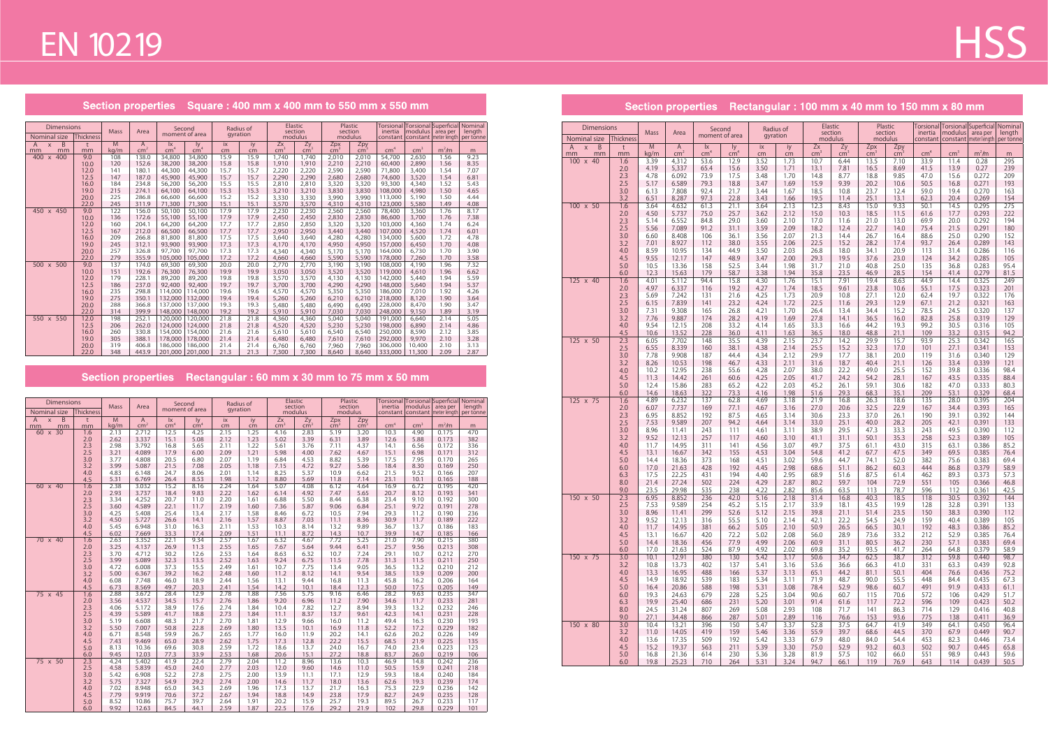# EN 10219

# HSS

## Section properties Square : 400 mm x 400 mm to 550 mm x 550 mm

| Dimensions | | | Mass | Area | Second moment of area | | Radius of gyration | | Elastic section modulus | | Plastic section modulus | | Torsional inertia constant | Torsional modulus constant | Superficial area per meter length | Nominal length per tonne |
|---|---|---|---|---|---|---|---|---|---|---|---|---|---|---|---|---|
| Nominal size | | Thickness | | | | | | | | | | | | | | |
| A mm | B mm | t mm | M kg/m | A cm² | Ix cm⁴ | Iy cm⁴ | ix cm | iy cm | Zx cm³ | Zy cm³ | Zpx cm³ | Zpy cm³ | cm⁴ | cm³ | m²/m | m |
| 400 | 400 | 9.0 | 108 | 138.0 | 34,800 | 34,800 | 15.9 | 15.9 | 1,740 | 1,740 | 2,010 | 2,010 | 54,700 | 2,630 | 1.56 | 9.23 |
| | | 10.0 | 120 | 152.6 | 38,200 | 38,200 | 15.8 | 15.8 | 1,910 | 1,910 | 2,210 | 2,210 | 60,400 | 2,890 | 1.56 | 8.35 |
| | | 12.0 | 141 | 180.1 | 44,300 | 44,300 | 15.7 | 15.7 | 2,220 | 2,220 | 2,590 | 2,590 | 71,800 | 3,400 | 1.54 | 7.07 |
| | | 12.5 | 147 | 187.0 | 45,900 | 45,900 | 15.7 | 15.7 | 2,290 | 2,290 | 2,680 | 2,680 | 74,600 | 3,520 | 1.54 | 6.81 |
| | | 16.0 | 184 | 234.8 | 56,200 | 56,200 | 15.5 | 15.5 | 2,810 | 2,810 | 3,320 | 3,320 | 93,300 | 4,340 | 1.52 | 5.43 |
| | | 19.0 | 215 | 274.1 | 64,100 | 64,100 | 15.3 | 15.3 | 3,210 | 3,210 | 3,830 | 3,830 | 108,000 | 4,980 | 1.50 | 4.65 |
| | | 20.0 | 225 | 286.8 | 66,600 | 66,600 | 15.2 | 15.2 | 3,330 | 3,330 | 3,990 | 3,990 | 113,000 | 5,190 | 1.50 | 4.44 |
| | | 22.0 | 245 | 311.9 | 71,300 | 71,300 | 15.1 | 15.1 | 3,570 | 3,570 | 4,310 | 4,310 | 123,000 | 5,580 | 1.49 | 4.08 |
| 450 | 450 | 9.0 | 122 | 156.0 | 50,100 | 50,100 | 17.9 | 17.9 | 2,230 | 2,230 | 2,560 | 2,560 | 78,400 | 3,360 | 1.76 | 8.17 |
| | | 10.0 | 136 | 172.6 | 55,100 | 55,100 | 17.9 | 17.9 | 2,450 | 2,450 | 2,830 | 2,830 | 86,600 | 3,700 | 1.76 | 7.38 |
| | | 12.0 | 160 | 204.1 | 64,200 | 64,200 | 17.7 | 17.7 | 2,850 | 2,850 | 3,320 | 3,320 | 103,000 | 4,360 | 1.74 | 6.24 |
| | | 12.5 | 167 | 212.0 | 66,500 | 66,500 | 17.7 | 17.7 | 2,950 | 2,950 | 3,440 | 3,440 | 107,000 | 4,520 | 1.74 | 6.01 |
| | | 16.0 | 209 | 266.8 | 81,800 | 81,800 | 17.5 | 17.5 | 3,640 | 3,640 | 4,280 | 4,280 | 134,000 | 5,600 | 1.72 | 4.78 |
| | | 19.0 | 245 | 312.1 | 93,900 | 93,900 | 17.3 | 17.3 | 4,170 | 4,170 | 4,950 | 4,950 | 157,000 | 6,450 | 1.70 | 4.08 |
| | | 20.0 | 257 | 326.8 | 97,700 | 97,700 | 17.3 | 17.3 | 4,340 | 4,340 | 5,170 | 5,170 | 164,000 | 6,730 | 1.70 | 3.90 |
| | | 22.0 | 279 | 355.9 | 105,000 | 105,000 | 17.2 | 17.2 | 4,660 | 4,660 | 5,590 | 5,590 | 178,000 | 7,260 | 1.70 | 3.58 |
| 500 | 500 | 9.0 | 137 | 174.0 | 69,300 | 69,300 | 20.0 | 20.0 | 2,770 | 2,770 | 3,190 | 3,190 | 108,000 | 4,190 | 1.96 | 7.32 |
| | | 10.0 | 151 | 192.6 | 76,300 | 76,300 | 19.9 | 19.9 | 3,050 | 3,050 | 3,520 | 3,520 | 119,000 | 4,610 | 1.96 | 6.62 |
| | | 12.0 | 179 | 228.1 | 89,200 | 89,200 | 19.8 | 19.8 | 3,570 | 3,570 | 4,130 | 4,130 | 142,000 | 5,440 | 1.94 | 5.59 |
| | | 12.5 | 186 | 237.0 | 92,400 | 92,400 | 19.7 | 19.7 | 3,700 | 3,700 | 4,290 | 4,290 | 148,000 | 5,640 | 1.94 | 5.37 |
| | | 16.0 | 235 | 298.8 | 114,000 | 114,000 | 19.6 | 19.6 | 4,570 | 4,570 | 5,350 | 5,350 | 186,000 | 7,010 | 1.92 | 4.26 |
| | | 19.0 | 275 | 350.1 | 132,000 | 132,000 | 19.4 | 19.4 | 5,260 | 5,260 | 6,210 | 6,210 | 218,000 | 8,120 | 1.90 | 3.64 |
| | | 20.0 | 288 | 366.8 | 137,000 | 137,000 | 19.3 | 19.3 | 5,480 | 5,480 | 6,490 | 6,490 | 228,000 | 8,470 | 1.90 | 3.47 |
| | | 22.0 | 314 | 399.9 | 148,000 | 148,000 | 19.2 | 19.2 | 5,910 | 5,910 | 7,030 | 7,030 | 248,000 | 9,150 | 1.89 | 3.19 |
| 550 | 550 | 12.0 | 198 | 252.1 | 120,000 | 120,000 | 21.8 | 21.8 | 4,360 | 4,360 | 5,040 | 5,040 | 191,000 | 6,640 | 2.14 | 5.05 |
| | | 12.5 | 206 | 262.0 | 124,000 | 124,000 | 21.8 | 21.8 | 4,520 | 4,520 | 5,230 | 5,230 | 198,000 | 6,890 | 2.14 | 4.86 |
| | | 16.0 | 260 | 330.8 | 154,000 | 154,000 | 21.6 | 21.6 | 5,610 | 5,610 | 6,540 | 6,540 | 250,000 | 8,590 | 2.12 | 3.85 |
| | | 19.0 | 305 | 388.1 | 178,000 | 178,000 | 21.4 | 21.4 | 6,480 | 6,480 | 7,610 | 7,610 | 292,000 | 9,970 | 2.10 | 3.28 |
| | | 20.0 | 319 | 406.8 | 186,000 | 186,000 | 21.4 | 21.4 | 6,760 | 6,760 | 7,960 | 7,960 | 306,000 | 10,400 | 2.10 | 3.13 |
| | | 22.0 | 348 | 443.9 | 201,000 | 201,000 | 21.3 | 21.3 | 7,300 | 7,300 | 8,640 | 8,640 | 333,000 | 11,300 | 2.09 | 2.87 |

## Section properties Rectangular : 60 mm x 30 mm to 75 mm x 50 mm

| Dimensions | | | Mass | Area | Second moment of area | | Radius of gyration | | Elastic section modulus | | Plastic section modulus | | Torsional inertia constant | Torsional modulus constant | Superficial area per meter length | Nominal length per tonne |
|---|---|---|---|---|---|---|---|---|---|---|---|---|---|---|---|---|
| Nominal size | | Thickness | | | | | | | | | | | | | | |
| A mm | B mm | t mm | M kg/m | A cm² | Ix cm⁴ | Iy cm⁴ | ix cm | iy cm | Zx cm³ | Zy cm³ | Zpx cm³ | Zpy cm³ | cm⁴ | cm³ | m²/m | m |
| 60 | 30 | 1.6 | 2.13 | 2.712 | 12.5 | 4.25 | 2.15 | 1.25 | 4.16 | 2.83 | 5.19 | 3.20 | 10.3 | 4.90 | 0.175 | 470 |
| | | 2.0 | 2.62 | 3.337 | 15.1 | 5.08 | 2.12 | 1.23 | 5.02 | 3.39 | 6.31 | 3.89 | 12.6 | 5.88 | 0.173 | 382 |
| | | 2.3 | 2.98 | 3.792 | 16.8 | 5.65 | 2.11 | 1.22 | 5.61 | 3.76 | 7.11 | 4.37 | 14.1 | 6.56 | 0.172 | 336 |
| | | 2.5 | 3.21 | 4.089 | 17.9 | 6.00 | 2.09 | 1.21 | 5.98 | 4.00 | 7.62 | 4.67 | 15.1 | 6.98 | 0.171 | 312 |
| | | 3.0 | 3.77 | 4.808 | 20.5 | 6.80 | 2.07 | 1.19 | 6.84 | 4.53 | 8.82 | 5.39 | 17.5 | 7.95 | 0.170 | 265 |
| | | 3.2 | 3.99 | 5.087 | 21.5 | 7.08 | 2.05 | 1.18 | 7.15 | 4.72 | 9.27 | 5.66 | 18.4 | 8.30 | 0.169 | 250 |
| | | 4.0 | 4.83 | 6.148 | 24.7 | 8.06 | 2.01 | 1.14 | 8.25 | 5.37 | 10.9 | 6.62 | 21.5 | 9.52 | 0.166 | 207 |
| | | 4.5 | 5.31 | 6.769 | 26.4 | 8.53 | 1.98 | 1.12 | 8.80 | 5.69 | 11.8 | 7.14 | 23.1 | 10.1 | 0.165 | 188 |
| 60 | 40 | 1.6 | 2.38 | 3.032 | 15.2 | 8.16 | 2.24 | 1.64 | 5.07 | 4.08 | 6.12 | 4.64 | 16.9 | 6.72 | 0.195 | 420 |
| | | 2.0 | 2.93 | 3.737 | 18.4 | 9.83 | 2.22 | 1.62 | 6.14 | 4.92 | 7.47 | 5.65 | 20.7 | 8.12 | 0.193 | 341 |
| | | 2.3 | 3.34 | 4.252 | 20.7 | 11.0 | 2.20 | 1.61 | 6.88 | 5.50 | 8.44 | 6.38 | 23.4 | 9.10 | 0.192 | 300 |
| | | 2.5 | 3.60 | 4.589 | 22.1 | 11.7 | 2.19 | 1.60 | 7.36 | 5.87 | 9.06 | 6.84 | 25.1 | 9.72 | 0.191 | 278 |
| | | 3.0 | 4.25 | 5.408 | 25.4 | 13.4 | 2.17 | 1.58 | 8.46 | 6.72 | 10.5 | 7.94 | 29.3 | 11.2 | 0.190 | 236 |
| | | 3.2 | 4.50 | 5.727 | 26.6 | 14.1 | 2.16 | 1.57 | 8.87 | 7.03 | 11.1 | 8.36 | 30.9 | 11.7 | 0.189 | 222 |
| | | 4.0 | 5.45 | 6.948 | 31.0 | 16.3 | 2.11 | 1.53 | 10.3 | 8.14 | 13.2 | 9.89 | 36.7 | 13.7 | 0.186 | 183 |
| | | 4.5 | 6.02 | 7.669 | 33.3 | 17.4 | 2.09 | 1.51 | 11.1 | 8.72 | 14.3 | 10.7 | 39.9 | 14.7 | 0.185 | 166 |
| 70 | 40 | 1.6 | 2.63 | 3.352 | 22.1 | 9.34 | 2.57 | 1.67 | 6.32 | 4.67 | 7.72 | 5.25 | 21.0 | 7.90 | 0.215 | 380 |
| | | 2.0 | 3.25 | 4.137 | 26.9 | 11.3 | 2.55 | 1.65 | 7.67 | 5.64 | 9.44 | 6.41 | 25.7 | 9.56 | 0.213 | 308 |
| | | 2.3 | 3.70 | 4.712 | 30.2 | 12.6 | 2.53 | 1.64 | 8.63 | 6.32 | 10.7 | 7.24 | 29.1 | 10.7 | 0.212 | 270 |
| | | 2.5 | 3.99 | 5.089 | 32.3 | 13.5 | 2.52 | 1.63 | 9.24 | 6.75 | 11.5 | 7.78 | 31.3 | 11.5 | 0.211 | 250 |
| | | 3.0 | 4.72 | 6.008 | 37.3 | 15.5 | 2.49 | 1.61 | 10.7 | 7.75 | 13.4 | 9.05 | 36.5 | 13.2 | 0.210 | 212 |
| | | 3.2 | 5.00 | 6.367 | 39.2 | 16.2 | 2.48 | 1.60 | 11.2 | 8.12 | 14.1 | 9.54 | 38.5 | 13.9 | 0.209 | 200 |
| | | 4.0 | 6.08 | 7.748 | 46.0 | 18.9 | 2.44 | 1.56 | 13.1 | 9.44 | 16.8 | 11.3 | 45.8 | 16.2 | 0.206 | 164 |
| | | 4.5 | 6.73 | 8.569 | 49.7 | 20.3 | 2.41 | 1.54 | 14.2 | 10.1 | 18.4 | 12.3 | 50.0 | 17.5 | 0.205 | 149 |
| 75 | 45 | 1.6 | 2.88 | 3.672 | 28.4 | 12.9 | 2.78 | 1.88 | 7.56 | 5.75 | 9.16 | 6.46 | 28.2 | 9.63 | 0.235 | 347 |
| | | 2.0 | 3.56 | 4.537 | 34.5 | 15.7 | 2.76 | 1.86 | 9.20 | 6.96 | 11.2 | 7.90 | 34.6 | 11.7 | 0.233 | 281 |
| | | 2.3 | 4.06 | 5.172 | 38.9 | 17.6 | 2.74 | 1.84 | 10.4 | 7.82 | 12.7 | 8.94 | 39.3 | 13.2 | 0.232 | 246 |
| | | 2.5 | 4.39 | 5.589 | 41.7 | 18.8 | 2.73 | 1.84 | 11.1 | 8.37 | 13.7 | 9.61 | 42.3 | 14.1 | 0.231 | 228 |
| | | 3.0 | 5.19 | 6.608 | 48.3 | 21.7 | 2.70 | 1.81 | 12.9 | 9.66 | 16.0 | 11.2 | 49.4 | 16.3 | 0.230 | 193 |
| | | 3.2 | 5.50 | 7.007 | 50.8 | 22.8 | 2.69 | 1.80 | 13.5 | 10.1 | 16.9 | 11.8 | 52.2 | 17.2 | 0.229 | 182 |
| | | 4.0 | 6.71 | 8.548 | 59.9 | 26.7 | 2.65 | 1.77 | 16.0 | 11.9 | 20.2 | 14.1 | 62.6 | 20.2 | 0.226 | 149 |
| | | 4.5 | 7.43 | 9.469 | 65.0 | 28.9 | 2.62 | 1.75 | 17.3 | 12.8 | 22.2 | 15.5 | 68.5 | 21.9 | 0.225 | 135 |
| | | 5.0 | 8.13 | 10.36 | 69.6 | 30.8 | 2.59 | 1.72 | 18.6 | 13.7 | 24.0 | 16.7 | 74.0 | 23.4 | 0.223 | 123 |
| | | 6.0 | 9.45 | 12.03 | 77.3 | 33.9 | 2.53 | 1.68 | 20.6 | 15.1 | 27.2 | 18.8 | 83.7 | 26.0 | 0.219 | 106 |
| 75 | 50 | 2.3 | 4.24 | 5.402 | 41.9 | 22.4 | 2.79 | 2.04 | 11.2 | 8.96 | 13.6 | 10.3 | 46.9 | 14.8 | 0.242 | 236 |
| | | 2.5 | 4.58 | 5.839 | 45.0 | 24.0 | 2.77 | 2.03 | 12.0 | 9.60 | 14.6 | 11.0 | 50.5 | 15.9 | 0.241 | 218 |
| | | 3.0 | 5.42 | 6.908 | 52.2 | 27.8 | 2.75 | 2.00 | 13.9 | 11.1 | 17.1 | 12.9 | 59.3 | 18.4 | 0.240 | 184 |
| | | 3.2 | 5.75 | 7.327 | 54.9 | 29.2 | 2.74 | 2.00 | 14.6 | 11.7 | 18.0 | 13.6 | 62.6 | 19.3 | 0.239 | 174 |
| | | 4.0 | 7.02 | 8.948 | 65.0 | 34.3 | 2.69 | 1.96 | 17.3 | 13.7 | 21.7 | 16.3 | 75.3 | 22.9 | 0.236 | 142 |
| | | 4.5 | 7.79 | 9.919 | 70.6 | 37.2 | 2.67 | 1.94 | 18.8 | 14.9 | 23.8 | 17.9 | 82.7 | 24.9 | 0.235 | 128 |
| | | 5.0 | 8.52 | 10.86 | 75.7 | 39.7 | 2.64 | 1.91 | 20.2 | 15.9 | 25.7 | 19.3 | 89.5 | 26.7 | 0.233 | 117 |
| | | 6.0 | 9.92 | 12.63 | 84.5 | 44.1 | 2.59 | 1.87 | 22.5 | 17.6 | 29.2 | 21.9 | 102 | 29.8 | 0.229 | 101 |

## Section properties Rectangular : 100 mm x 40 mm to 150 mm x 80 mm

| Dimensions | | | Mass | Area | Second moment of area | | Radius of gyration | | Elastic section modulus | | Plastic section modulus | | Torsional inertia constant | Torsional modulus constant | Superficial area per meter length | Nominal length per tonne |
|---|---|---|---|---|---|---|---|---|---|---|---|---|---|---|---|---|
| Nominal size | | Thickness | | | | | | | | | | | | | | |
| A mm | B mm | t mm | M kg/m | A cm² | Ix cm⁴ | Iy cm⁴ | ix cm | iy cm | Zx cm³ | Zy cm³ | Zpx cm³ | Zpy cm³ | cm⁴ | cm³ | m²/m | m |
| 100 | 40 | 1.6 | 3.39 | 4.312 | 53.6 | 12.9 | 3.52 | 1.73 | 10.7 | 6.44 | 13.5 | 7.10 | 33.9 | 11.4 | 0.28 | 295 |
| | | 2.0 | 4.19 | 5.337 | 65.4 | 15.6 | 3.50 | 1.71 | 13.1 | 7.81 | 16.5 | 8.69 | 41.5 | 13.9 | 0.27 | 239 |
| | | 2.3 | 4.78 | 6.092 | 73.9 | 17.5 | 3.48 | 1.70 | 14.8 | 8.77 | 18.8 | 9.85 | 47.0 | 15.6 | 0.272 | 209 |
| | | 2.5 | 5.17 | 6.589 | 79.3 | 18.8 | 3.47 | 1.69 | 15.9 | 9.39 | 20.2 | 10.6 | 50.5 | 16.8 | 0.271 | 193 |
| | | 3.0 | 6.13 | 7.808 | 92.4 | 21.7 | 3.44 | 1.67 | 18.5 | 10.8 | 23.7 | 12.4 | 59.0 | 19.4 | 0.270 | 163 |
| | | 3.2 | 6.51 | 8.287 | 97.3 | 22.8 | 3.43 | 1.66 | 19.5 | 11.4 | 25.1 | 13.1 | 62.3 | 20.4 | 0.269 | 154 |
| 100 | 50 | 1.6 | 3.64 | 4.632 | 61.3 | 21.1 | 3.64 | 2.13 | 12.3 | 8.43 | 15.0 | 9.33 | 50.1 | 14.5 | 0.295 | 275 |
| | | 2.0 | 4.50 | 5.737 | 75.0 | 25.7 | 3.62 | 2.12 | 15.0 | 10.3 | 18.5 | 11.5 | 61.6 | 17.7 | 0.293 | 222 |
| | | 2.3 | 5.14 | 6.552 | 84.8 | 29.0 | 3.60 | 2.10 | 17.0 | 11.6 | 21.0 | 13.0 | 69.9 | 20.0 | 0.292 | 194 |
| | | 2.5 | 5.56 | 7.089 | 91.2 | 31.1 | 3.59 | 2.09 | 18.2 | 12.4 | 22.7 | 14.0 | 75.4 | 21.5 | 0.291 | 180 |
| | | 3.0 | 6.60 | 8.408 | 106 | 36.1 | 3.56 | 2.07 | 21.3 | 14.4 | 26.7 | 16.4 | 88.6 | 25.0 | 0.290 | 152 |
| | | 3.2 | 7.01 | 8.927 | 112 | 38.0 | 3.55 | 2.06 | 22.5 | 15.2 | 28.2 | 17.4 | 93.7 | 26.4 | 0.289 | 143 |
| | | 4.0 | 8.59 | 10.95 | 134 | 44.9 | 3.50 | 2.03 | 26.8 | 18.0 | 34.1 | 20.9 | 113 | 31.4 | 0.286 | 116 |
| | | 4.5 | 9.55 | 12.17 | 147 | 48.9 | 3.47 | 2.00 | 29.3 | 19.5 | 37.6 | 23.0 | 124 | 34.2 | 0.285 | 105 |
| | | 5.0 | 10.5 | 13.36 | 158 | 52.5 | 3.44 | 1.98 | 31.7 | 21.0 | 40.8 | 25.0 | 135 | 36.8 | 0.283 | 95.4 |
| | | 6.0 | 12.3 | 15.63 | 179 | 58.7 | 3.38 | 1.94 | 35.8 | 23.5 | 46.9 | 28.5 | 154 | 41.4 | 0.279 | 81.5 |
| 125 | 40 | 1.6 | 4.01 | 5.112 | 94.4 | 15.8 | 4.30 | 1.76 | 15.1 | 7.91 | 19.4 | 8.63 | 44.9 | 14.4 | 0.325 | 249 |
| | | 2.0 | 4.97 | 6.337 | 116 | 19.2 | 4.27 | 1.74 | 18.5 | 9.61 | 23.8 | 10.6 | 55.1 | 17.5 | 0.323 | 201 |
| | | 2.3 | 5.69 | 7.242 | 131 | 21.6 | 4.25 | 1.73 | 20.9 | 10.8 | 27.1 | 12.0 | 62.4 | 19.7 | 0.322 | 176 |
| | | 2.5 | 6.15 | 7.839 | 141 | 23.2 | 4.24 | 1.72 | 22.5 | 11.6 | 29.3 | 12.9 | 67.1 | 21.2 | 0.321 | 163 |
| | | 3.0 | 7.31 | 9.308 | 165 | 26.8 | 4.21 | 1.70 | 26.4 | 13.4 | 34.4 | 15.2 | 78.5 | 24.5 | 0.320 | 137 |
| | | 3.2 | 7.76 | 9.887 | 174 | 28.2 | 4.19 | 1.69 | 27.8 | 14.1 | 36.5 | 16.0 | 82.8 | 25.8 | 0.319 | 129 |
| | | 4.0 | 9.54 | 12.15 | 208 | 33.2 | 4.14 | 1.65 | 33.3 | 16.6 | 44.2 | 19.3 | 99.2 | 30.5 | 0.316 | 105 |
| | | 4.5 | 10.6 | 13.52 | 228 | 36.0 | 4.11 | 1.63 | 36.5 | 18.0 | 48.8 | 21.1 | 109 | 33.2 | 0.315 | 94.2 |
| 125 | 50 | 2.3 | 6.05 | 7.702 | 148 | 35.5 | 4.39 | 2.15 | 23.7 | 14.2 | 29.9 | 15.7 | 93.9 | 25.3 | 0.342 | 165 |
| | | 2.5 | 6.55 | 8.339 | 160 | 38.1 | 4.38 | 2.14 | 25.5 | 15.2 | 32.3 | 17.0 | 101 | 27.1 | 0.341 | 153 |
| | | 3.0 | 7.78 | 9.908 | 187 | 44.4 | 4.34 | 2.12 | 29.9 | 17.7 | 38.1 | 20.0 | 119 | 31.6 | 0.340 | 129 |
| | | 3.2 | 8.26 | 10.53 | 198 | 46.7 | 4.33 | 2.11 | 31.6 | 18.7 | 40.4 | 21.1 | 126 | 33.4 | 0.339 | 121 |
| | | 4.0 | 10.2 | 12.95 | 238 | 55.6 | 4.28 | 2.07 | 38.0 | 22.2 | 49.0 | 25.5 | 152 | 39.8 | 0.336 | 98.4 |
| | | 4.5 | 11.3 | 14.42 | 261 | 60.6 | 4.25 | 2.05 | 41.7 | 24.2 | 54.2 | 28.1 | 167 | 43.5 | 0.335 | 88.4 |
| | | 5.0 | 12.4 | 15.86 | 283 | 65.2 | 4.22 | 2.03 | 45.2 | 26.1 | 59.1 | 30.6 | 182 | 47.0 | 0.333 | 80.3 |
| | | 6.0 | 14.6 | 18.63 | 322 | 73.3 | 4.16 | 1.98 | 51.6 | 29.3 | 68.3 | 35.1 | 209 | 53.1 | 0.329 | 68.4 |
| 125 | 75 | 1.6 | 4.89 | 6.232 | 137 | 62.8 | 4.69 | 3.18 | 21.9 | 16.8 | 26.3 | 18.6 | 135 | 28.0 | 0.395 | 204 |
| | | 2.0 | 6.07 | 7.737 | 169 | 77.1 | 4.67 | 3.16 | 27.0 | 20.6 | 32.5 | 22.9 | 167 | 34.4 | 0.393 | 165 |
| | | 2.3 | 6.95 | 8.852 | 192 | 87.5 | 4.65 | 3.14 | 30.6 | 23.3 | 37.0 | 26.1 | 190 | 39.1 | 0.392 | 144 |
| | | 2.5 | 7.53 | 9.589 | 207 | 94.2 | 4.64 | 3.14 | 33.0 | 25.1 | 40.0 | 28.2 | 205 | 42.1 | 0.391 | 133 |
| | | 3.0 | 8.96 | 11.41 | 243 | 111 | 4.61 | 3.11 | 38.9 | 29.5 | 47.3 | 33.3 | 243 | 49.5 | 0.390 | 112 |
| | | 3.2 | 9.52 | 12.13 | 257 | 117 | 4.60 | 3.10 | 41.1 | 31.1 | 50.1 | 35.3 | 258 | 52.3 | 0.389 | 105 |
| | | 4.0 | 11.7 | 14.95 | 311 | 141 | 4.56 | 3.07 | 49.7 | 37.5 | 61.1 | 43.0 | 315 | 63.1 | 0.386 | 85.2 |
| | | 4.5 | 13.1 | 16.67 | 342 | 155 | 4.53 | 3.04 | 54.8 | 41.2 | 67.7 | 47.5 | 349 | 69.5 | 0.385 | 76.4 |
| | | 5.0 | 14.4 | 18.36 | 373 | 168 | 4.51 | 3.02 | 59.6 | 44.7 | 74.1 | 52.0 | 382 | 75.6 | 0.383 | 69.4 |
| | | 6.0 | 17.0 | 21.63 | 428 | 192 | 4.45 | 2.98 | 68.6 | 51.1 | 86.2 | 60.3 | 444 | 86.8 | 0.379 | 58.9 |
| | | 6.3 | 17.5 | 22.25 | 431 | 194 | 4.40 | 2.95 | 68.9 | 51.6 | 87.5 | 61.4 | 462 | 89.3 | 0.373 | 57.3 |
| | | 8.0 | 21.4 | 27.24 | 502 | 224 | 4.29 | 2.87 | 80.2 | 59.7 | 104 | 72.9 | 551 | 105 | 0.366 | 46.8 |
| | | 9.0 | 23.5 | 29.98 | 535 | 238 | 4.22 | 2.82 | 85.6 | 63.5 | 113 | 78.7 | 596 | 112 | 0.361 | 42.5 |
| 150 | 50 | 2.3 | 6.95 | 8.852 | 236 | 42.0 | 5.16 | 2.18 | 31.4 | 16.8 | 40.3 | 18.5 | 118 | 30.5 | 0.392 | 144 |
| | | 2.5 | 7.53 | 9.589 | 254 | 45.2 | 5.15 | 2.17 | 33.9 | 18.1 | 43.5 | 19.9 | 128 | 32.8 | 0.391 | 133 |
| | | 3.0 | 8.96 | 11.41 | 299 | 52.6 | 5.12 | 2.15 | 39.8 | 21.1 | 51.4 | 23.5 | 150 | 38.3 | 0.390 | 112 |
| | | 3.2 | 9.52 | 12.13 | 316 | 55.5 | 5.10 | 2.14 | 42.1 | 22.2 | 54.5 | 24.9 | 159 | 40.4 | 0.389 | 105 |
| | | 4.0 | 11.7 | 14.95 | 381 | 66.2 | 5.05 | 2.10 | 50.9 | 26.5 | 66.5 | 30.1 | 192 | 48.3 | 0.386 | 85.2 |
| | | 4.5 | 13.1 | 16.67 | 420 | 72.2 | 5.02 | 2.08 | 56.0 | 28.9 | 73.6 | 33.2 | 211 | 52.9 | 0.385 | 76.4 |
| | | 5.0 | 14.4 | 18.36 | 456 | 77.9 | 4.99 | 2.06 | 60.9 | 31.1 | 80.5 | 36.2 | 230 | 57.1 | 0.383 | 69.4 |
| | | 6.0 | 17.0 | 21.63 | 524 | 87.9 | 4.92 | 2.02 | 69.8 | 35.2 | 93.5 | 41.7 | 264 | 64.8 | 0.379 | 58.9 |
| 150 | 75 | 3.0 | 10.1 | 12.91 | 380 | 130 | 5.42 | 3.17 | 50.6 | 34.7 | 62.5 | 38.7 | 312 | 59.8 | 0.440 | 98.7 |
| | | 3.2 | 10.8 | 13.73 | 402 | 137 | 5.41 | 3.16 | 53.6 | 36.6 | 66.3 | 41.0 | 331 | 63.3 | 0.439 | 92.8 |
| | | 4.0 | 13.3 | 16.95 | 488 | 166 | 5.37 | 3.13 | 65.1 | 44.2 | 81.1 | 50.1 | 404 | 76.6 | 0.436 | 75.2 |
| | | 4.5 | 14.9 | 18.92 | 539 | 183 | 5.34 | 3.11 | 71.9 | 48.7 | 90.0 | 55.5 | 448 | 84.4 | 0.435 | 67.3 |
| | | 5.0 | 16.4 | 20.86 | 588 | 198 | 5.31 | 3.08 | 78.4 | 52.9 | 98.6 | 60.7 | 491 | 91.9 | 0.433 | 61.1 |
| | | 6.0 | 19.3 | 24.63 | 679 | 228 | 5.25 | 3.04 | 90.6 | 60.7 | 115 | 70.6 | 572 | 106 | 0.429 | 51.7 |
| | | 6.3 | 19.9 | 25.40 | 686 | 231 | 5.20 | 3.01 | 91.4 | 61.6 | 117 | 72.2 | 596 | 109 | 0.423 | 50.2 |
| | | 8.0 | 24.5 | 31.24 | 807 | 269 | 5.08 | 2.93 | 108 | 71.7 | 141 | 86.3 | 714 | 129 | 0.416 | 40.8 |
| | | 9.0 | 27.1 | 34.48 | 866 | 287 | 5.01 | 2.89 | 116 | 76.6 | 153 | 93.6 | 775 | 138 | 0.411 | 36.9 |
| 150 | 80 | 3.0 | 10.4 | 13.21 | 396 | 150 | 5.47 | 3.37 | 52.8 | 37.5 | 64.7 | 41.9 | 349 | 64.1 | 0.450 | 96.4 |
| | | 3.2 | 11.0 | 14.05 | 419 | 159 | 5.46 | 3.36 | 55.9 | 39.7 | 68.6 | 44.5 | 370 | 67.9 | 0.449 | 90.7 |
| | | 4.0 | 13.6 | 17.35 | 509 | 192 | 5.42 | 3.33 | 67.9 | 48.0 | 84.0 | 54.4 | 453 | 82.3 | 0.446 | 73.4 |
| | | 4.5 | 15.2 | 19.37 | 563 | 211 | 5.39 | 3.30 | 75.0 | 52.9 | 93.2 | 60.3 | 502 | 90.7 | 0.445 | 65.8 |
| | | 5.0 | 16.8 | 21.36 | 614 | 230 | 5.36 | 3.28 | 81.9 | 57.5 | 102 | 66.0 | 551 | 98.9 | 0.443 | 59.6 |
| | | 6.0 | 19.8 | 25.23 | 710 | 264 | 5.31 | 3.24 | 94.7 | 66.1 | 119 | 76.9 | 643 | 114 | 0.439 | 50.5 |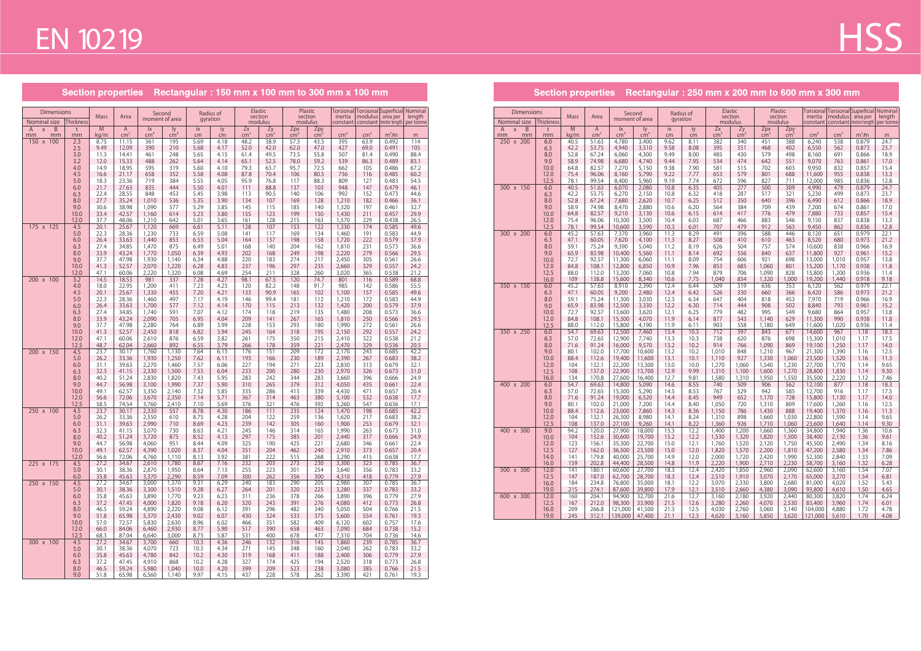# EN 10219

# HSS

## Section properties Rectangular : 150 mm x 100 mm to 300 mm x 100 mm

| Nominal size A x B | Thickness t | Mass M | Area A | Second moment of area Ix | Iy | Radius of gyration ix | iy | Elastic section modulus Zx | Zy | Plastic section modulus Zpx | Zpy | Torsional inertia constant | Torsional modulus constant | Superficial area per meter length | Nominal length per tonne |
|---|---|---|---|---|---|---|---|---|---|---|---|---|---|---|---|
| mm | mm | kg/m | cm² | cm⁴ | cm⁴ | cm | cm | cm³ | cm³ | cm³ | cm³ | cm⁴ | cm³ | m²/m | m |
| 150 x 100 | 2.3 | 8.75 | 11.15 | 361 | 195 | 5.69 | 4.18 | 48.2 | 38.9 | 57.3 | 43.5 | 395 | 63.9 | 0.492 | 114 |
| | 2.5 | 9.49 | 12.09 | 390 | 210 | 5.68 | 4.17 | 52.0 | 42.0 | 62.0 | 47.0 | 427 | 69.0 | 0.491 | 105 |
| | 3.0 | 11.3 | 14.41 | 461 | 248 | 5.65 | 4.15 | 61.4 | 49.5 | 73.5 | 55.8 | 507 | 81.4 | 0.490 | 88.4 |
| | 3.2 | 12.0 | 15.33 | 488 | 262 | 5.64 | 4.14 | 65.1 | 52.5 | 78.0 | 59.2 | 539 | 86.3 | 0.489 | 83.1 |
| | 4.0 | 14.9 | 18.95 | 595 | 319 | 5.60 | 4.10 | 79.3 | 63.7 | 95.7 | 72.5 | 662 | 105 | 0.486 | 67.2 |
| | 4.5 | 16.6 | 21.17 | 658 | 352 | 5.58 | 4.08 | 87.8 | 70.4 | 106 | 80.5 | 736 | 116 | 0.485 | 60.2 |
| | 5.0 | 18.3 | 23.36 | 719 | 384 | 5.55 | 4.05 | 95.9 | 76.8 | 117 | 88.3 | 809 | 127 | 0.483 | 54.5 |
| | 6.0 | 21.7 | 27.63 | 835 | 444 | 5.50 | 4.01 | 111 | 88.8 | 137 | 103 | 948 | 147 | 0.479 | 46.1 |
| | 6.3 | 22.4 | 28.55 | 848 | 453 | 5.45 | 3.98 | 113 | 90.5 | 140 | 106 | 992 | 152 | 0.473 | 44.6 |
| | 8.0 | 27.7 | 35.24 | 1,010 | 536 | 5.35 | 3.90 | 134 | 107 | 169 | 128 | 1,210 | 182 | 0.466 | 36.1 |
| | 9.0 | 30.6 | 38.98 | 1,090 | 577 | 5.29 | 3.85 | 145 | 115 | 185 | 140 | 1,320 | 197 | 0.461 | 32.7 |
| | 10.0 | 33.4 | 42.57 | 1,160 | 614 | 5.23 | 3.80 | 155 | 123 | 199 | 150 | 1,430 | 211 | 0.457 | 29.9 |
| | 12.0 | 37.7 | 48.06 | 1,210 | 642 | 5.01 | 3.65 | 161 | 128 | 215 | 163 | 1,570 | 229 | 0.438 | 26.5 |
| 175 x 125 | 4.5 | 20.1 | 25.67 | 1,120 | 669 | 6.61 | 5.11 | 128 | 107 | 153 | 122 | 1,330 | 174 | 0.585 | 49.6 |
| | 5.0 | 22.3 | 28.36 | 1,230 | 733 | 6.59 | 5.08 | 141 | 117 | 169 | 134 | 1,460 | 191 | 0.583 | 44.9 |
| | 6.0 | 26.4 | 33.63 | 1,440 | 853 | 6.53 | 5.04 | 164 | 137 | 198 | 158 | 1,720 | 222 | 0.579 | 37.9 |
| | 6.3 | 27.4 | 34.85 | 1,470 | 875 | 6.49 | 5.01 | 168 | 140 | 204 | 162 | 1,810 | 231 | 0.573 | 36.6 |
| | 8.0 | 33.9 | 43.24 | 1,770 | 1,050 | 6.39 | 4.93 | 202 | 168 | 249 | 198 | 2,220 | 279 | 0.566 | 29.5 |
| | 9.0 | 37.7 | 47.98 | 1,930 | 1,140 | 6.34 | 4.88 | 220 | 183 | 274 | 217 | 2,450 | 305 | 0.561 | 26.6 |
| | 10.0 | 41.3 | 52.57 | 2,070 | 1,220 | 6.28 | 4.83 | 237 | 196 | 297 | 235 | 2,660 | 329 | 0.557 | 24.2 |
| | 12.0 | 47.1 | 60.06 | 2,220 | 1,320 | 6.08 | 4.69 | 254 | 211 | 328 | 260 | 3,020 | 365 | 0.538 | 21.2 |
| 200 x 100 | 3.2 | 14.5 | 18.53 | 981 | 337 | 7.28 | 4.27 | 98.1 | 67.5 | 120 | 74.7 | 801 | 116 | 0.589 | 68.8 |
| | 4.0 | 18.0 | 22.95 | 1,200 | 411 | 7.23 | 4.23 | 120 | 82.2 | 148 | 91.7 | 985 | 142 | 0.586 | 55.5 |
| | 4.5 | 20.1 | 25.67 | 1,330 | 455 | 7.20 | 4.21 | 133 | 90.9 | 165 | 102 | 1,100 | 157 | 0.585 | 49.6 |
| | 5.0 | 22.3 | 28.36 | 1,460 | 497 | 7.17 | 4.19 | 146 | 99.4 | 181 | 112 | 1,210 | 172 | 0.583 | 44.9 |
| | 6.0 | 26.4 | 33.63 | 1,700 | 577 | 7.12 | 4.14 | 170 | 115 | 213 | 132 | 1,420 | 200 | 0.579 | 37.9 |
| | 6.3 | 27.4 | 34.85 | 1,740 | 591 | 7.07 | 4.12 | 174 | 118 | 219 | 135 | 1,480 | 208 | 0.573 | 36.6 |
| | 8.0 | 33.9 | 43.24 | 2,090 | 705 | 6.95 | 4.04 | 209 | 141 | 267 | 165 | 1,810 | 250 | 0.566 | 29.5 |
| | 9.0 | 37.7 | 47.98 | 2,280 | 764 | 6.89 | 3.99 | 228 | 153 | 293 | 180 | 1,990 | 272 | 0.561 | 26.6 |
| | 10.0 | 41.3 | 52.57 | 2,450 | 818 | 6.82 | 3.94 | 245 | 164 | 318 | 195 | 2,150 | 292 | 0.557 | 24.2 |
| | 12.0 | 47.1 | 60.06 | 2,610 | 876 | 6.59 | 3.82 | 261 | 175 | 350 | 215 | 2,410 | 322 | 0.538 | 21.2 |
| | 12.5 | 48.7 | 62.04 | 2,660 | 892 | 6.55 | 3.79 | 266 | 178 | 359 | 221 | 2,470 | 329 | 0.536 | 20.5 |
| 200 x 150 | 4.5 | 23.7 | 30.17 | 1,760 | 1,130 | 7.64 | 6.13 | 176 | 151 | 209 | 172 | 2,170 | 243 | 0.685 | 42.2 |
| | 5.0 | 26.2 | 33.36 | 1,930 | 1,250 | 7.62 | 6.11 | 193 | 166 | 230 | 189 | 2,390 | 267 | 0.683 | 38.2 |
| | 6.0 | 31.1 | 39.63 | 2,270 | 1,460 | 7.57 | 6.06 | 227 | 194 | 271 | 223 | 2,830 | 313 | 0.679 | 32.1 |
| | 6.3 | 32.3 | 41.15 | 2,330 | 1,500 | 7.53 | 6.04 | 233 | 200 | 280 | 230 | 2,970 | 326 | 0.673 | 31.0 |
| | 8.0 | 40.2 | 51.24 | 2,830 | 1,820 | 7.43 | 5.95 | 283 | 242 | 344 | 283 | 3,660 | 396 | 0.666 | 24.9 |
| | 9.0 | 44.7 | 56.98 | 3,100 | 1,990 | 7.37 | 5.90 | 310 | 265 | 379 | 312 | 4,050 | 435 | 0.661 | 22.4 |
| | 10.0 | 49.1 | 62.57 | 3,350 | 2,140 | 7.32 | 5.85 | 335 | 286 | 413 | 339 | 4,430 | 471 | 0.657 | 20.4 |
| | 12.0 | 56.6 | 72.06 | 3,670 | 2,350 | 7.14 | 5.71 | 367 | 314 | 463 | 380 | 5,100 | 532 | 0.638 | 17.7 |
| | 12.5 | 58.5 | 74.54 | 3,760 | 2,410 | 7.10 | 5.69 | 376 | 321 | 476 | 392 | 5,260 | 547 | 0.636 | 17.1 |
| 250 x 100 | 4.5 | 23.7 | 30.17 | 2,330 | 557 | 8.78 | 4.30 | 186 | 111 | 235 | 124 | 1,470 | 198 | 0.685 | 42.2 |
| | 5.0 | 26.2 | 33.36 | 2,550 | 610 | 8.75 | 4.28 | 204 | 122 | 259 | 136 | 1,620 | 217 | 0.683 | 38.2 |
| | 6.0 | 31.1 | 39.63 | 2,990 | 710 | 8.69 | 4.23 | 239 | 142 | 305 | 160 | 1,900 | 253 | 0.679 | 32.1 |
| | 6.3 | 32.3 | 41.15 | 3,070 | 730 | 8.63 | 4.21 | 245 | 146 | 314 | 165 | 1,990 | 263 | 0.673 | 31.0 |
| | 8.0 | 40.2 | 51.24 | 3,720 | 875 | 8.52 | 4.13 | 297 | 175 | 385 | 201 | 2,440 | 317 | 0.666 | 24.9 |
| | 9.0 | 44.7 | 56.98 | 4,060 | 951 | 8.44 | 4.09 | 325 | 190 | 425 | 221 | 2,680 | 346 | 0.661 | 22.4 |
| | 10.0 | 49.1 | 62.57 | 4,390 | 1,020 | 8.37 | 4.04 | 351 | 204 | 462 | 240 | 2,910 | 373 | 0.657 | 20.4 |
| | 12.0 | 56.6 | 72.06 | 4,760 | 1,110 | 8.13 | 3.92 | 381 | 222 | 515 | 268 | 3,290 | 415 | 0.638 | 17.7 |
| 225 x 175 | 4.5 | 27.2 | 34.67 | 2,610 | 1,780 | 8.67 | 7.16 | 232 | 203 | 273 | 230 | 3,300 | 323 | 0.785 | 36.7 |
| | 5.0 | 30.1 | 38.36 | 2,870 | 1,950 | 8.64 | 7.13 | 255 | 223 | 301 | 254 | 3,640 | 356 | 0.783 | 33.2 |
| | 6.0 | 35.8 | 45.63 | 3,370 | 2,290 | 8.59 | 7.09 | 300 | 262 | 356 | 300 | 4,310 | 418 | 0.779 | 27.9 |
| 250 x 150 | 4.5 | 27.2 | 34.67 | 3,000 | 1,370 | 9.31 | 6.29 | 240 | 183 | 290 | 205 | 2,980 | 307 | 0.785 | 36.7 |
| | 5.0 | 30.1 | 38.36 | 3,300 | 1,510 | 9.28 | 6.27 | 264 | 201 | 320 | 225 | 3,280 | 337 | 0.783 | 33.2 |
| | 6.0 | 35.8 | 45.63 | 3,890 | 1,770 | 9.23 | 6.23 | 311 | 236 | 378 | 266 | 3,890 | 396 | 0.779 | 27.9 |
| | 6.3 | 37.2 | 47.45 | 4,000 | 1,820 | 9.18 | 6.20 | 320 | 243 | 391 | 276 | 4,080 | 412 | 0.773 | 26.8 |
| | 8.0 | 46.5 | 59.24 | 4,890 | 2,220 | 9.08 | 6.12 | 391 | 296 | 482 | 340 | 5,050 | 504 | 0.766 | 21.5 |
| | 9.0 | 51.8 | 65.98 | 5,370 | 2,430 | 9.02 | 6.07 | 430 | 324 | 533 | 375 | 5,600 | 554 | 0.761 | 19.3 |
| | 10.0 | 57.0 | 72.57 | 5,830 | 2,630 | 8.96 | 6.02 | 466 | 351 | 582 | 409 | 6,120 | 602 | 0.757 | 17.6 |
| | 12.0 | 66.0 | 84.06 | 6,460 | 2,930 | 8.77 | 5.90 | 517 | 390 | 658 | 463 | 7,090 | 684 | 0.738 | 15.2 |
| | 12.5 | 68.3 | 87.04 | 6,640 | 3,000 | 8.73 | 5.87 | 531 | 400 | 678 | 477 | 7,310 | 704 | 0.736 | 14.6 |
| 300 x 100 | 4.5 | 27.2 | 34.67 | 3,700 | 660 | 10.3 | 4.36 | 246 | 132 | 316 | 145 | 1,860 | 239 | 0.785 | 36.7 |
| | 5.0 | 30.1 | 38.36 | 4,070 | 723 | 10.3 | 4.34 | 271 | 145 | 348 | 160 | 2,040 | 262 | 0.783 | 33.2 |
| | 6.0 | 35.8 | 45.63 | 4,780 | 842 | 10.2 | 4.30 | 319 | 168 | 411 | 188 | 2,400 | 306 | 0.779 | 27.9 |
| | 6.3 | 37.2 | 47.45 | 4,910 | 868 | 10.2 | 4.28 | 327 | 174 | 425 | 194 | 2,520 | 318 | 0.773 | 26.8 |
| | 8.0 | 46.5 | 59.24 | 5,980 | 1,040 | 10.0 | 4.20 | 399 | 209 | 523 | 238 | 3,080 | 385 | 0.766 | 21.5 |
| | 9.0 | 51.8 | 65.98 | 6,560 | 1,140 | 9.97 | 4.15 | 437 | 228 | 578 | 262 | 3,390 | 421 | 0.761 | 19.3 |

## Section properties Rectangular : 250 mm x 200 mm to 600 mm x 300 mm

| Nominal size A x B | Thickness t | Mass M | Area A | Second moment of area Ix | Iy | Radius of gyration ix | iy | Elastic section modulus Zx | Zy | Plastic section modulus Zpx | Zpy | Torsional inertia constant | Torsional modulus constant | Superficial area per meter length | Nominal length per tonne |
|---|---|---|---|---|---|---|---|---|---|---|---|---|---|---|---|
| mm | mm | kg/m | cm² | cm⁴ | cm⁴ | cm | cm | cm³ | cm³ | cm³ | cm³ | cm⁴ | cm³ | m²/m | m |
| 250 x 200 | 6.0 | 40.5 | 51.63 | 4,780 | 3,400 | 9.62 | 8.11 | 382 | 340 | 451 | 388 | 6,240 | 538 | 0.879 | 24.7 |
| | 6.3 | 42.2 | 53.75 | 4,940 | 3,510 | 9.58 | 8.08 | 395 | 351 | 468 | 402 | 6,550 | 562 | 0.873 | 23.7 |
| | 8.0 | 52.8 | 67.24 | 6,060 | 4,300 | 9.49 | 8.00 | 485 | 430 | 579 | 498 | 8,160 | 691 | 0.866 | 18.9 |
| | 9.0 | 58.9 | 74.98 | 6,680 | 4,740 | 9.44 | 7.95 | 534 | 474 | 642 | 551 | 9,070 | 763 | 0.861 | 17.0 |
| | 10.0 | 64.8 | 82.57 | 7,270 | 5,150 | 9.38 | 7.90 | 581 | 515 | 702 | 603 | 9,950 | 832 | 0.857 | 15.4 |
| | 12.0 | 75.4 | 96.06 | 8,160 | 5,790 | 9.22 | 7.77 | 653 | 579 | 801 | 688 | 11,600 | 955 | 0.838 | 13.3 |
| | 12.5 | 78.1 | 99.54 | 8,400 | 5,960 | 9.19 | 7.74 | 672 | 596 | 827 | 711 | 12,000 | 985 | 0.836 | 12.8 |
| 300 x 150 | 6.0 | 40.5 | 51.63 | 6,070 | 2,080 | 10.8 | 6.35 | 405 | 277 | 500 | 309 | 4,990 | 479 | 0.879 | 24.7 |
| | 6.3 | 42.2 | 53.75 | 6,270 | 2,150 | 10.8 | 6.32 | 418 | 287 | 517 | 321 | 5,230 | 499 | 0.873 | 23.7 |
| | 8.0 | 52.8 | 67.24 | 7,680 | 2,620 | 10.7 | 6.25 | 512 | 350 | 640 | 396 | 6,490 | 612 | 0.866 | 18.9 |
| | 9.0 | 58.9 | 74.98 | 8,470 | 2,880 | 10.6 | 6.20 | 564 | 384 | 709 | 439 | 7,200 | 674 | 0.861 | 17.0 |
| | 10.0 | 64.8 | 82.57 | 9,210 | 3,130 | 10.6 | 6.15 | 614 | 417 | 776 | 479 | 7,880 | 733 | 0.857 | 15.4 |
| | 12.0 | 75.4 | 96.06 | 10,300 | 3,500 | 10.4 | 6.03 | 687 | 466 | 883 | 546 | 9,150 | 837 | 0.838 | 13.3 |
| | 12.5 | 78.1 | 99.54 | 10,600 | 3,590 | 10.3 | 6.01 | 707 | 479 | 912 | 563 | 9,450 | 862 | 0.836 | 12.8 |
| 300 x 200 | 6.0 | 45.2 | 57.63 | 7,370 | 3,960 | 11.3 | 8.29 | 491 | 396 | 588 | 446 | 8,120 | 651 | 0.979 | 22.1 |
| | 6.3 | 47.1 | 60.05 | 7,620 | 4,100 | 11.3 | 8.27 | 508 | 410 | 610 | 463 | 8,520 | 680 | 0.973 | 21.2 |
| | 8.0 | 59.1 | 75.24 | 9,390 | 5,040 | 11.2 | 8.19 | 626 | 504 | 757 | 574 | 10,600 | 838 | 0.966 | 16.9 |
| | 9.0 | 65.9 | 83.98 | 10,400 | 5,560 | 11.1 | 8.14 | 692 | 556 | 840 | 637 | 11,800 | 927 | 0.961 | 15.2 |
| | 10.0 | 72.7 | 92.57 | 11,300 | 6,060 | 11.1 | 8.09 | 754 | 606 | 921 | 698 | 13,000 | 1,010 | 0.957 | 13.8 |
| | 12.0 | 84.8 | 108.1 | 12,800 | 6,850 | 10.9 | 7.96 | 853 | 685 | 1,060 | 801 | 15,200 | 1,170 | 0.938 | 11.8 |
| | 12.5 | 88.0 | 112.0 | 13,200 | 7,060 | 10.8 | 7.94 | 879 | 706 | 1,090 | 828 | 15,800 | 1,200 | 0.936 | 11.4 |
| | 16.0 | 109 | 138.8 | 15,600 | 8,340 | 10.6 | 7.75 | 1,040 | 834 | 1,320 | 1,000 | 19,200 | 1,440 | 0.918 | 9.18 |
| 350 x 150 | 6.0 | 45.2 | 57.63 | 8,910 | 2,390 | 12.4 | 6.44 | 509 | 319 | 636 | 353 | 6,120 | 562 | 0.979 | 22.1 |
| | 6.3 | 47.1 | 60.05 | 9,200 | 2,480 | 12.4 | 6.42 | 526 | 330 | 660 | 366 | 6,420 | 586 | 0.973 | 21.2 |
| | 8.0 | 59.1 | 75.24 | 11,300 | 3,030 | 12.3 | 6.34 | 647 | 404 | 818 | 453 | 7,970 | 719 | 0.966 | 16.9 |
| | 9.0 | 65.9 | 83.98 | 12,500 | 3,330 | 12.2 | 6.30 | 714 | 444 | 908 | 502 | 8,840 | 793 | 0.961 | 15.2 |
| | 10.0 | 72.7 | 92.57 | 13,600 | 3,620 | 12.1 | 6.25 | 779 | 482 | 995 | 549 | 9,680 | 864 | 0.957 | 13.8 |
| | 12.0 | 84.8 | 108.1 | 15,300 | 4,070 | 11.9 | 6.14 | 877 | 543 | 1,140 | 629 | 11,300 | 990 | 0.938 | 11.8 |
| | 12.5 | 88.0 | 112.0 | 15,800 | 4,190 | 11.9 | 6.11 | 903 | 558 | 1,180 | 649 | 11,600 | 1,020 | 0.936 | 11.4 |
| 350 x 250 | 6.0 | 54.7 | 69.63 | 12,500 | 7,460 | 13.4 | 10.3 | 712 | 597 | 843 | 671 | 14,600 | 967 | 1.18 | 18.3 |
| | 6.3 | 57.0 | 72.65 | 12,900 | 7,740 | 13.3 | 10.3 | 738 | 620 | 876 | 698 | 15,300 | 1,010 | 1.17 | 17.5 |
| | 8.0 | 71.6 | 91.24 | 16,000 | 9,570 | 13.2 | 10.2 | 914 | 766 | 1,090 | 869 | 19,100 | 1,250 | 1.17 | 14.0 |
| | 9.0 | 80.1 | 102.0 | 17,700 | 10,600 | 13.2 | 10.2 | 1,010 | 848 | 1,210 | 967 | 21,300 | 1,390 | 1.16 | 12.5 |
| | 10.0 | 88.4 | 112.6 | 19,400 | 11,600 | 13.1 | 10.1 | 1,110 | 927 | 1,330 | 1,060 | 23,500 | 1,520 | 1.16 | 11.3 |
| | 12.0 | 104 | 132.1 | 22,200 | 13,200 | 13.0 | 10.0 | 1,270 | 1,060 | 1,540 | 1,230 | 27,700 | 1,770 | 1.14 | 9.65 |
| | 12.5 | 108 | 137.0 | 22,900 | 13,700 | 12.9 | 9.99 | 1,310 | 1,100 | 1,600 | 1,270 | 28,800 | 1,830 | 1.14 | 9.30 |
| | 16.0 | 134 | 170.8 | 27,600 | 16,400 | 12.7 | 9.81 | 1,580 | 1,310 | 1,950 | 1,550 | 35,500 | 2,220 | 1.12 | 7.46 |
| 400 x 200 | 6.0 | 54.7 | 69.63 | 14,800 | 5,090 | 14.6 | 8.55 | 740 | 509 | 906 | 562 | 12,100 | 877 | 1.18 | 18.3 |
| | 6.3 | 57.0 | 72.65 | 15,300 | 5,290 | 14.5 | 8.53 | 767 | 529 | 942 | 585 | 12,700 | 916 | 1.17 | 17.5 |
| | 8.0 | 71.6 | 91.24 | 19,000 | 6,520 | 14.4 | 8.45 | 949 | 652 | 1,170 | 728 | 15,800 | 1,130 | 1.17 | 14.0 |
| | 9.0 | 80.1 | 102.0 | 21,000 | 7,200 | 14.4 | 8.40 | 1,050 | 720 | 1,310 | 809 | 17,600 | 1,260 | 1.16 | 12.5 |
| | 10.0 | 88.4 | 112.6 | 23,000 | 7,860 | 14.3 | 8.36 | 1,150 | 786 | 1,430 | 888 | 19,400 | 1,370 | 1.16 | 11.3 |
| | 12.0 | 104 | 132.1 | 26,300 | 8,980 | 14.1 | 8.24 | 1,310 | 898 | 1,660 | 1,030 | 22,800 | 1,590 | 1.14 | 9.65 |
| | 12.5 | 108 | 137.0 | 27,100 | 9,260 | 14.1 | 8.22 | 1,360 | 926 | 1,710 | 1,060 | 23,600 | 1,640 | 1.14 | 9.30 |
| 400 x 300 | 9.0 | 94.2 | 120.0 | 27,900 | 18,000 | 15.3 | 12.2 | 1,400 | 1,200 | 1,660 | 1,360 | 34,800 | 1,940 | 1.36 | 10.6 |
| | 10.0 | 104 | 132.6 | 30,600 | 19,700 | 15.2 | 12.2 | 1,530 | 1,320 | 1,820 | 1,500 | 38,400 | 2,130 | 1.36 | 9.61 |
| | 12.0 | 123 | 156.1 | 35,300 | 22,700 | 15.0 | 12.1 | 1,760 | 1,520 | 2,120 | 1,750 | 45,500 | 2,490 | 1.34 | 8.16 |
| | 12.5 | 127 | 162.0 | 36,500 | 23,500 | 15.0 | 12.0 | 1,820 | 1,570 | 2,200 | 1,810 | 47,200 | 2,580 | 1.34 | 7.86 |
| | 14.0 | 141 | 179.8 | 40,000 | 25,700 | 14.9 | 12.0 | 2,000 | 1,720 | 2,420 | 1,990 | 52,300 | 2,840 | 1.33 | 7.09 |
| | 16.0 | 159 | 202.8 | 44,400 | 28,500 | 14.8 | 11.9 | 2,220 | 1,900 | 2,710 | 2,230 | 58,700 | 3,160 | 1.32 | 6.28 |
| 500 x 300 | 12.0 | 141 | 180.1 | 60,600 | 27,700 | 18.3 | 12.4 | 2,420 | 1,850 | 2,960 | 2,090 | 62,600 | 3,160 | 1.54 | 7.07 |
| | 12.5 | 147 | 187.0 | 62,700 | 28,700 | 18.3 | 12.4 | 2,510 | 1,910 | 3,070 | 2,170 | 65,000 | 3,270 | 1.54 | 6.81 |
| | 16.0 | 184 | 234.8 | 76,800 | 35,000 | 18.1 | 12.2 | 3,070 | 2,330 | 3,800 | 2,680 | 81,000 | 4,020 | 1.52 | 5.43 |
| | 19.0 | 215 | 274.1 | 87,600 | 39,800 | 17.9 | 12.1 | 3,510 | 2,660 | 4,380 | 3,090 | 93,800 | 4,610 | 1.50 | 4.65 |
| 600 x 300 | 12.0 | 160 | 204.1 | 94,900 | 32,700 | 21.6 | 12.7 | 3,160 | 2,180 | 3,920 | 2,440 | 80,300 | 3,820 | 1.74 | 6.24 |
| | 12.5 | 167 | 212.0 | 98,300 | 33,900 | 21.5 | 12.6 | 3,280 | 2,260 | 4,070 | 2,530 | 83,400 | 3,960 | 1.74 | 6.01 |
| | 16.0 | 209 | 266.8 | 121,000 | 41,500 | 21.3 | 12.5 | 4,030 | 2,760 | 5,060 | 3,140 | 104,000 | 4,880 | 1.72 | 4.78 |
| | 19.0 | 245 | 312.1 | 139,000 | 47,400 | 21.1 | 12.3 | 4,620 | 3,160 | 5,850 | 3,620 | 121,000 | 5,610 | 1.70 | 4.08 |